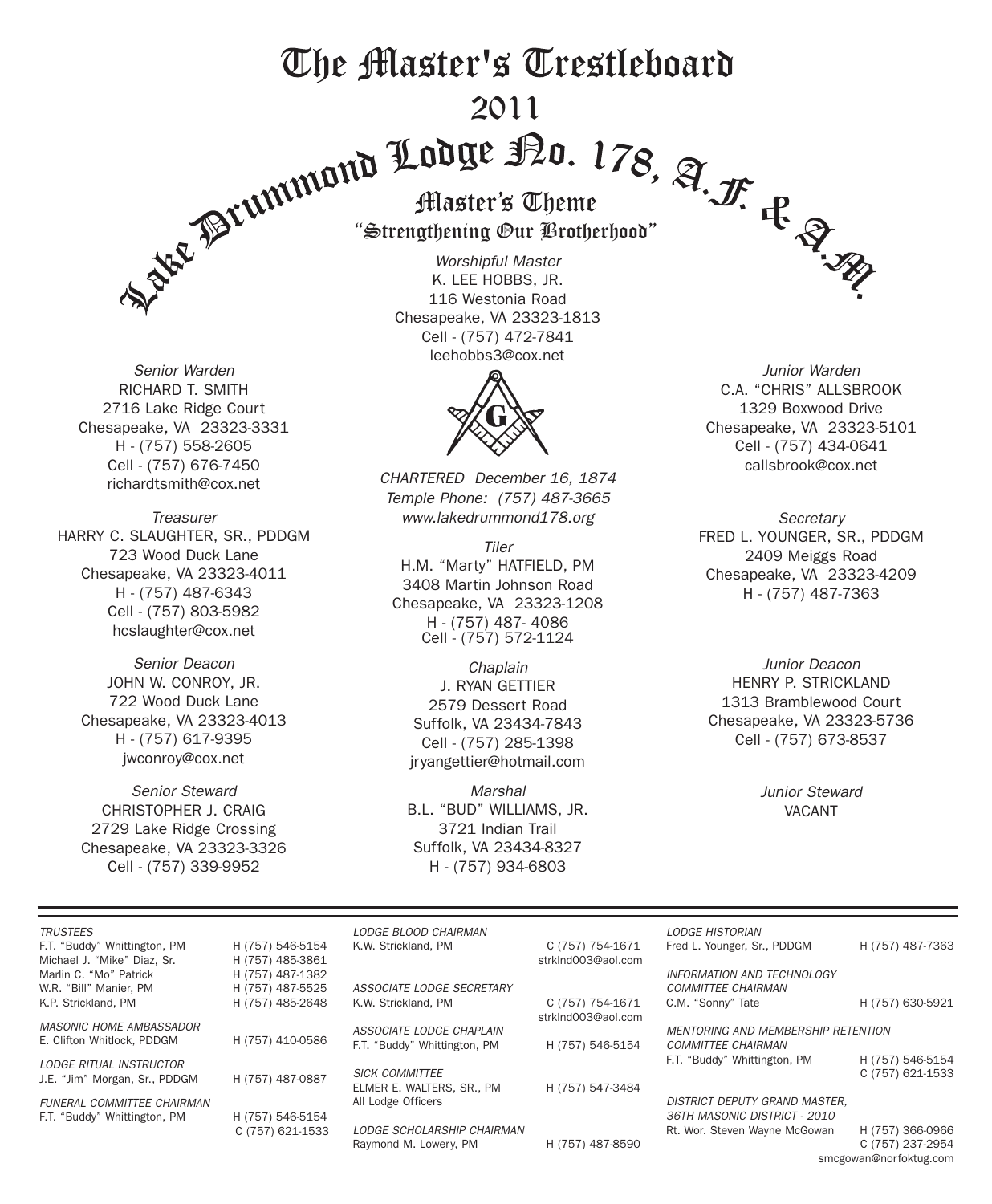# The Master's Trestleboard

## 2011

## Lake Drummond Lodge No. 178, A.F. & A.M.

### Master's Theme

### "Strengthening Our Brotherhood"

*Worshipful Master*
K. LEE HOBBS, JR.
116 Westonia Road
Chesapeake, VA 23323-1813
Cell - (757) 472-7841
leehobbs3@cox.net

*CHARTERED December 16, 1874*
*Temple Phone: (757) 487-3665*
*www.lakedrummond178.org*

*Senior Warden*
RICHARD T. SMITH
2716 Lake Ridge Court
Chesapeake, VA 23323-3331
H - (757) 558-2605
Cell - (757) 676-7450
richardtsmith@cox.net

*Junior Warden*
C.A. "CHRIS" ALLSBROOK
1329 Boxwood Drive
Chesapeake, VA 23323-5101
Cell - (757) 434-0641
callsbrook@cox.net

*Treasurer*
HARRY C. SLAUGHTER, SR., PDDGM
723 Wood Duck Lane
Chesapeake, VA 23323-4011
H - (757) 487-6343
Cell - (757) 803-5982
hcslaughter@cox.net

*Tiler*
H.M. "Marty" HATFIELD, PM
3408 Martin Johnson Road
Chesapeake, VA 23323-1208
H - (757) 487- 4086
Cell - (757) 572-1124

*Secretary*
FRED L. YOUNGER, SR., PDDGM
2409 Meiggs Road
Chesapeake, VA 23323-4209
H - (757) 487-7363

*Senior Deacon*
JOHN W. CONROY, JR.
722 Wood Duck Lane
Chesapeake, VA 23323-4013
H - (757) 617-9395
jwconroy@cox.net

*Chaplain*
J. RYAN GETTIER
2579 Dessert Road
Suffolk, VA 23434-7843
Cell - (757) 285-1398
jryangettier@hotmail.com

*Junior Deacon*
HENRY P. STRICKLAND
1313 Bramblewood Court
Chesapeake, VA 23323-5736
Cell - (757) 673-8537

*Senior Steward*
CHRISTOPHER J. CRAIG
2729 Lake Ridge Crossing
Chesapeake, VA 23323-3326
Cell - (757) 339-9952

*Marshal*
B.L. "BUD" WILLIAMS, JR.
3721 Indian Trail
Suffolk, VA 23434-8327
H - (757) 934-6803

*Junior Steward*
VACANT

---

*TRUSTEES*

| | |
|---|---|
| F.T. "Buddy" Whittington, PM | H (757) 546-5154 |
| Michael J. "Mike" Diaz, Sr. | H (757) 485-3861 |
| Marlin C. "Mo" Patrick | H (757) 487-1382 |
| W.R. "Bill" Manier, PM | H (757) 487-5525 |
| K.P. Strickland, PM | H (757) 485-2648 |

*MASONIC HOME AMBASSADOR*
E. Clifton Whitlock, PDDGM — H (757) 410-0586

*LODGE RITUAL INSTRUCTOR*
J.E. "Jim" Morgan, Sr., PDDGM — H (757) 487-0887

*FUNERAL COMMITTEE CHAIRMAN*
F.T. "Buddy" Whittington, PM — H (757) 546-5154, C (757) 621-1533

*LODGE BLOOD CHAIRMAN*
K.W. Strickland, PM — C (757) 754-1671, strklnd003@aol.com

*ASSOCIATE LODGE SECRETARY*
K.W. Strickland, PM — C (757) 754-1671, strklnd003@aol.com

*ASSOCIATE LODGE CHAPLAIN*
F.T. "Buddy" Whittington, PM — H (757) 546-5154

*SICK COMMITTEE*
ELMER E. WALTERS, SR., PM — H (757) 547-3484
All Lodge Officers

*LODGE SCHOLARSHIP CHAIRMAN*
Raymond M. Lowery, PM — H (757) 487-8590

*LODGE HISTORIAN*
Fred L. Younger, Sr., PDDGM — H (757) 487-7363

*INFORMATION AND TECHNOLOGY COMMITTEE CHAIRMAN*
C.M. "Sonny" Tate — H (757) 630-5921

*MENTORING AND MEMBERSHIP RETENTION COMMITTEE CHAIRMAN*
F.T. "Buddy" Whittington, PM — H (757) 546-5154, C (757) 621-1533

*DISTRICT DEPUTY GRAND MASTER, 36TH MASONIC DISTRICT - 2010*
Rt. Wor. Steven Wayne McGowan — H (757) 366-0966, C (757) 237-2954
smcgowan@norfoktug.com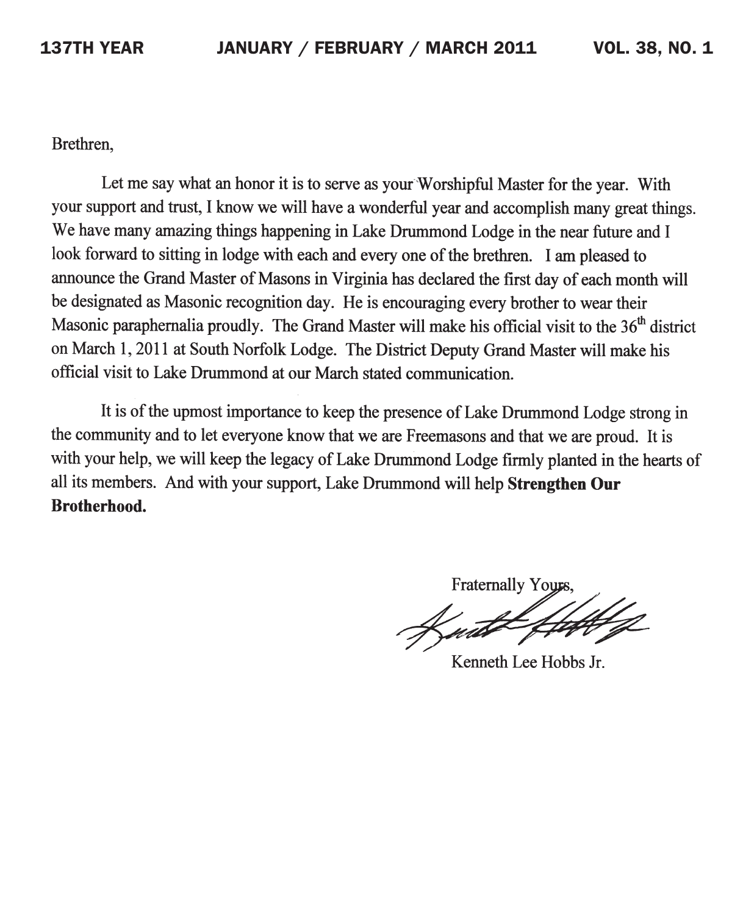Brethren,

Let me say what an honor it is to serve as your Worshipful Master for the year. With your support and trust, I know we will have a wonderful year and accomplish many great things. We have many amazing things happening in Lake Drummond Lodge in the near future and I look forward to sitting in lodge with each and every one of the brethren. I am pleased to announce the Grand Master of Masons in Virginia has declared the first day of each month will be designated as Masonic recognition day. He is encouraging every brother to wear their Masonic paraphernalia proudly. The Grand Master will make his official visit to the 36th district on March 1, 2011 at South Norfolk Lodge. The District Deputy Grand Master will make his official visit to Lake Drummond at our March stated communication.

It is of the upmost importance to keep the presence of Lake Drummond Lodge strong in the community and to let everyone know that we are Freemasons and that we are proud. It is with your help, we will keep the legacy of Lake Drummond Lodge firmly planted in the hearts of all its members. And with your support, Lake Drummond will help **Strengthen Our Brotherhood.**

Fraternally Yours,

Kenneth Lee Hobbs Jr.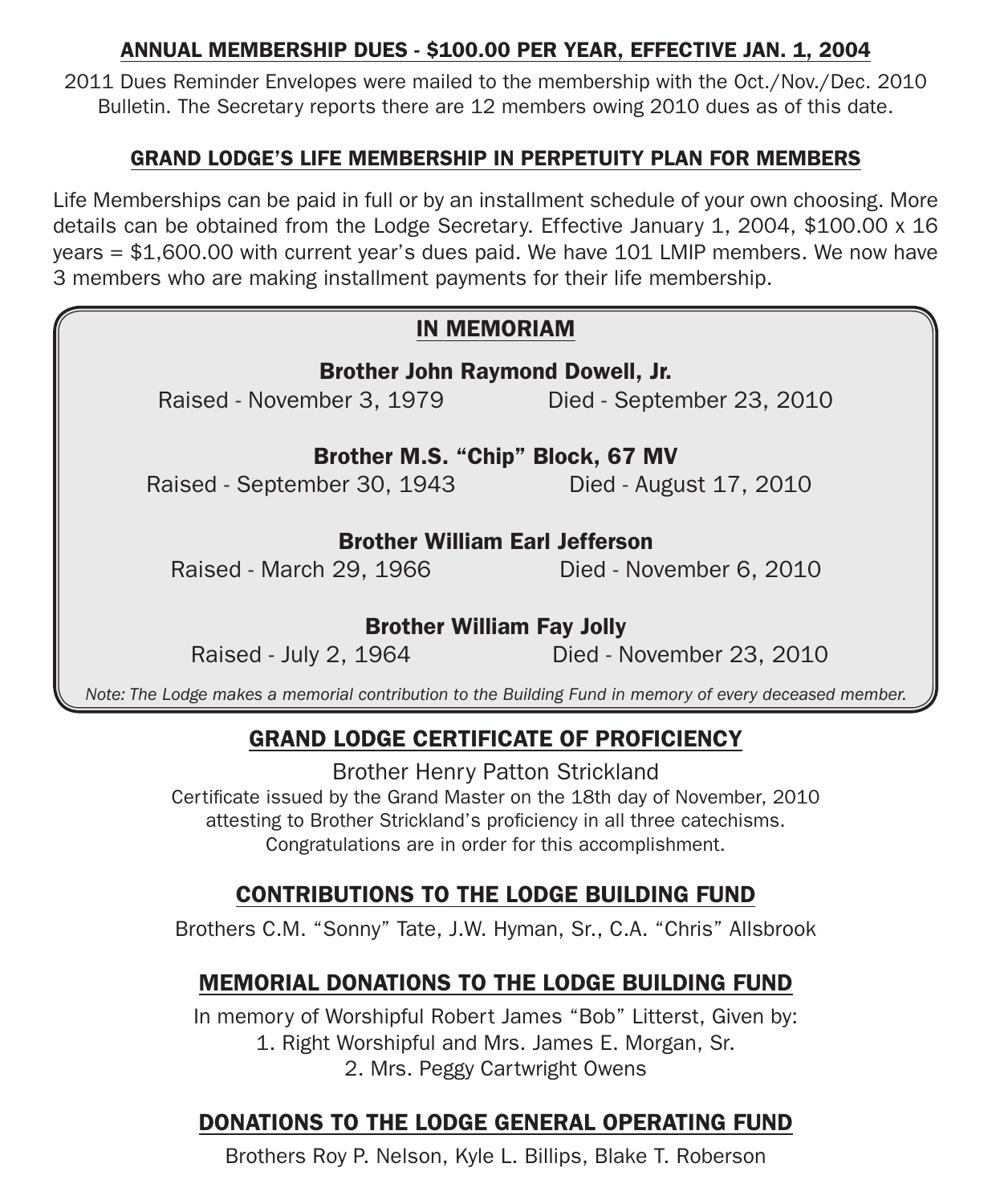## ANNUAL MEMBERSHIP DUES - $100.00 PER YEAR, EFFECTIVE JAN. 1, 2004

2011 Dues Reminder Envelopes were mailed to the membership with the Oct./Nov./Dec. 2010 Bulletin. The Secretary reports there are 12 members owing 2010 dues as of this date.

## GRAND LODGE'S LIFE MEMBERSHIP IN PERPETUITY PLAN FOR MEMBERS

Life Memberships can be paid in full or by an installment schedule of your own choosing. More details can be obtained from the Lodge Secretary. Effective January 1, 2004, $100.00 x 16 years = $1,600.00 with current year's dues paid. We have 101 LMIP members. We now have 3 members who are making installment payments for their life membership.

## IN MEMORIAM

**Brother John Raymond Dowell, Jr.**
Raised - November 3, 1979 — Died - September 23, 2010

**Brother M.S. "Chip" Block, 67 MV**
Raised - September 30, 1943 — Died - August 17, 2010

**Brother William Earl Jefferson**
Raised - March 29, 1966 — Died - November 6, 2010

**Brother William Fay Jolly**
Raised - July 2, 1964 — Died - November 23, 2010

*Note: The Lodge makes a memorial contribution to the Building Fund in memory of every deceased member.*

## GRAND LODGE CERTIFICATE OF PROFICIENCY

Brother Henry Patton Strickland

Certificate issued by the Grand Master on the 18th day of November, 2010 attesting to Brother Strickland's proficiency in all three catechisms. Congratulations are in order for this accomplishment.

## CONTRIBUTIONS TO THE LODGE BUILDING FUND

Brothers C.M. "Sonny" Tate, J.W. Hyman, Sr., C.A. "Chris" Allsbrook

## MEMORIAL DONATIONS TO THE LODGE BUILDING FUND

In memory of Worshipful Robert James "Bob" Litterst, Given by:

1. Right Worshipful and Mrs. James E. Morgan, Sr.
2. Mrs. Peggy Cartwright Owens

## DONATIONS TO THE LODGE GENERAL OPERATING FUND

Brothers Roy P. Nelson, Kyle L. Billips, Blake T. Roberson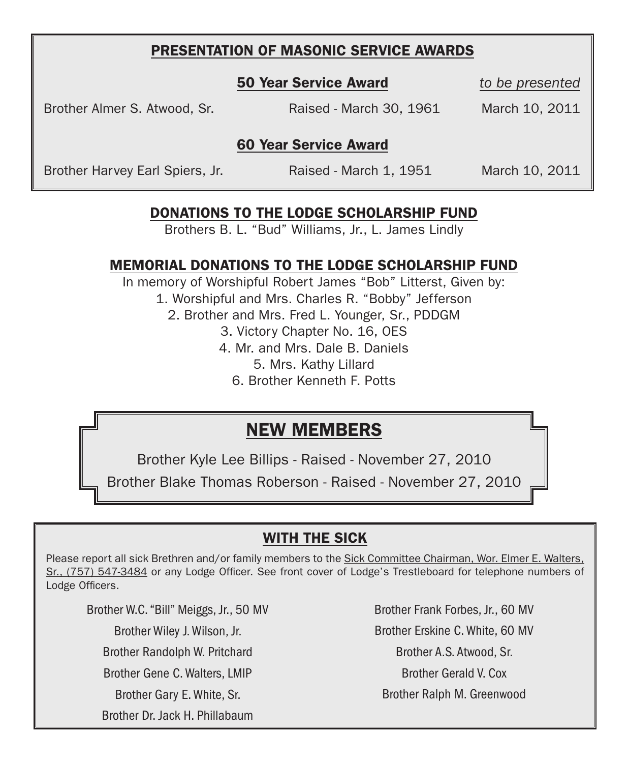## PRESENTATION OF MASONIC SERVICE AWARDS

| | 50 Year Service Award | *to be presented* |
|---|---|---|
| Brother Almer S. Atwood, Sr. | Raised - March 30, 1961 | March 10, 2011 |
| | **60 Year Service Award** | |
| Brother Harvey Earl Spiers, Jr. | Raised - March 1, 1951 | March 10, 2011 |

## DONATIONS TO THE LODGE SCHOLARSHIP FUND

Brothers B. L. "Bud" Williams, Jr., L. James Lindly

## MEMORIAL DONATIONS TO THE LODGE SCHOLARSHIP FUND

In memory of Worshipful Robert James "Bob" Litterst, Given by:

1. Worshipful and Mrs. Charles R. "Bobby" Jefferson
2. Brother and Mrs. Fred L. Younger, Sr., PDDGM
3. Victory Chapter No. 16, OES
4. Mr. and Mrs. Dale B. Daniels
5. Mrs. Kathy Lillard
6. Brother Kenneth F. Potts

## NEW MEMBERS

Brother Kyle Lee Billips - Raised - November 27, 2010

Brother Blake Thomas Roberson - Raised - November 27, 2010

## WITH THE SICK

Please report all sick Brethren and/or family members to the Sick Committee Chairman, Wor. Elmer E. Walters, Sr., (757) 547-3484 or any Lodge Officer. See front cover of Lodge's Trestleboard for telephone numbers of Lodge Officers.

Brother W.C. "Bill" Meiggs, Jr., 50 MV

Brother Wiley J. Wilson, Jr.

Brother Randolph W. Pritchard

Brother Gene C. Walters, LMIP

Brother Gary E. White, Sr.

Brother Dr. Jack H. Phillabaum

Brother Frank Forbes, Jr., 60 MV

Brother Erskine C. White, 60 MV

Brother A.S. Atwood, Sr.

Brother Gerald V. Cox

Brother Ralph M. Greenwood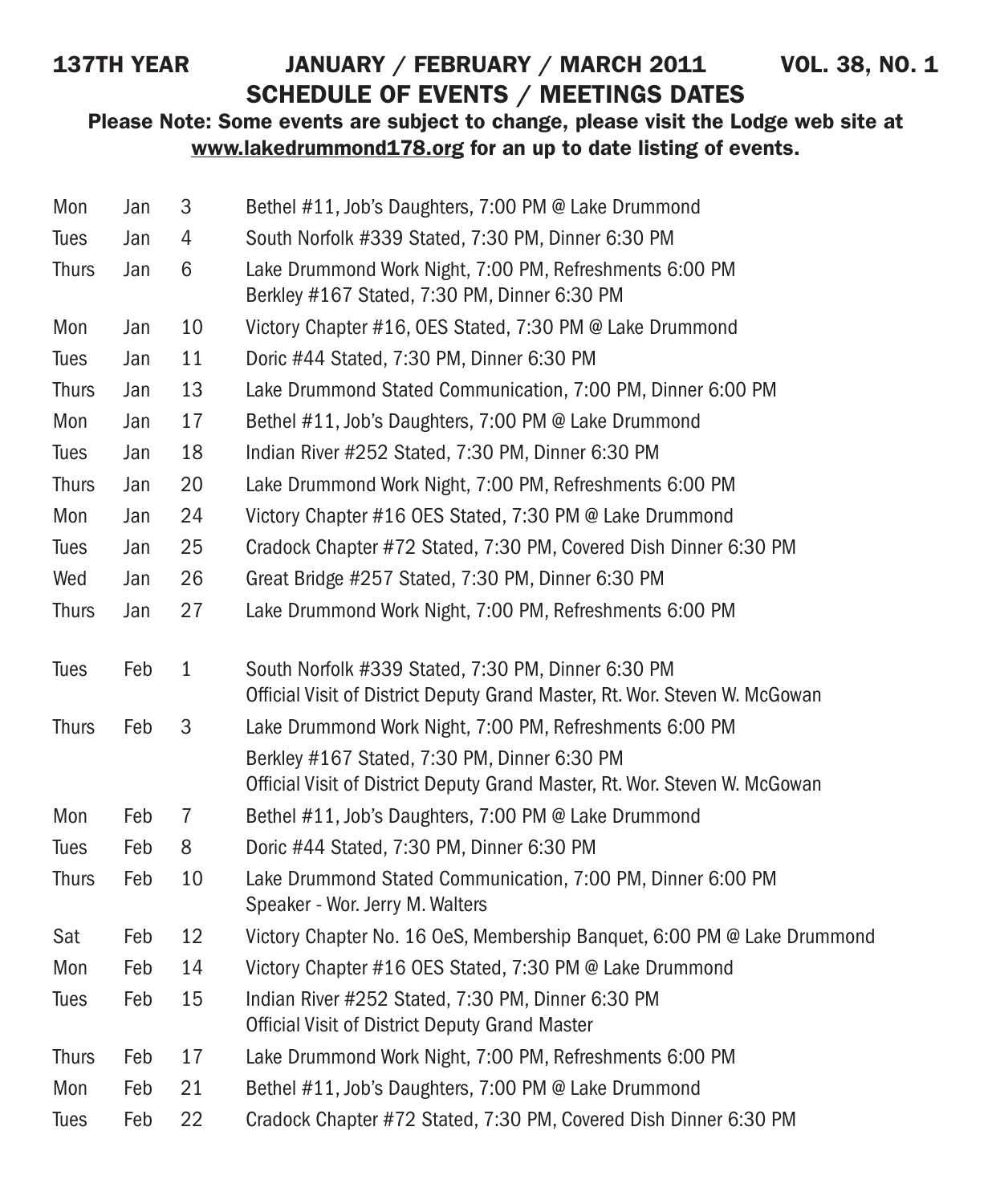## 137TH YEAR JANUARY / FEBRUARY / MARCH 2011 VOL. 38, NO. 1

## SCHEDULE OF EVENTS / MEETINGS DATES

**Please Note: Some events are subject to change, please visit the Lodge web site at www.lakedrummond178.org for an up to date listing of events.**

| | | | |
|---|---|---|---|
| Mon | Jan | 3 | Bethel #11, Job's Daughters, 7:00 PM @ Lake Drummond |
| Tues | Jan | 4 | South Norfolk #339 Stated, 7:30 PM, Dinner 6:30 PM |
| Thurs | Jan | 6 | Lake Drummond Work Night, 7:00 PM, Refreshments 6:00 PM<br>Berkley #167 Stated, 7:30 PM, Dinner 6:30 PM |
| Mon | Jan | 10 | Victory Chapter #16, OES Stated, 7:30 PM @ Lake Drummond |
| Tues | Jan | 11 | Doric #44 Stated, 7:30 PM, Dinner 6:30 PM |
| Thurs | Jan | 13 | Lake Drummond Stated Communication, 7:00 PM, Dinner 6:00 PM |
| Mon | Jan | 17 | Bethel #11, Job's Daughters, 7:00 PM @ Lake Drummond |
| Tues | Jan | 18 | Indian River #252 Stated, 7:30 PM, Dinner 6:30 PM |
| Thurs | Jan | 20 | Lake Drummond Work Night, 7:00 PM, Refreshments 6:00 PM |
| Mon | Jan | 24 | Victory Chapter #16 OES Stated, 7:30 PM @ Lake Drummond |
| Tues | Jan | 25 | Cradock Chapter #72 Stated, 7:30 PM, Covered Dish Dinner 6:30 PM |
| Wed | Jan | 26 | Great Bridge #257 Stated, 7:30 PM, Dinner 6:30 PM |
| Thurs | Jan | 27 | Lake Drummond Work Night, 7:00 PM, Refreshments 6:00 PM |
| Tues | Feb | 1 | South Norfolk #339 Stated, 7:30 PM, Dinner 6:30 PM<br>Official Visit of District Deputy Grand Master, Rt. Wor. Steven W. McGowan |
| Thurs | Feb | 3 | Lake Drummond Work Night, 7:00 PM, Refreshments 6:00 PM<br>Berkley #167 Stated, 7:30 PM, Dinner 6:30 PM<br>Official Visit of District Deputy Grand Master, Rt. Wor. Steven W. McGowan |
| Mon | Feb | 7 | Bethel #11, Job's Daughters, 7:00 PM @ Lake Drummond |
| Tues | Feb | 8 | Doric #44 Stated, 7:30 PM, Dinner 6:30 PM |
| Thurs | Feb | 10 | Lake Drummond Stated Communication, 7:00 PM, Dinner 6:00 PM<br>Speaker - Wor. Jerry M. Walters |
| Sat | Feb | 12 | Victory Chapter No. 16 OeS, Membership Banquet, 6:00 PM @ Lake Drummond |
| Mon | Feb | 14 | Victory Chapter #16 OES Stated, 7:30 PM @ Lake Drummond |
| Tues | Feb | 15 | Indian River #252 Stated, 7:30 PM, Dinner 6:30 PM<br>Official Visit of District Deputy Grand Master |
| Thurs | Feb | 17 | Lake Drummond Work Night, 7:00 PM, Refreshments 6:00 PM |
| Mon | Feb | 21 | Bethel #11, Job's Daughters, 7:00 PM @ Lake Drummond |
| Tues | Feb | 22 | Cradock Chapter #72 Stated, 7:30 PM, Covered Dish Dinner 6:30 PM |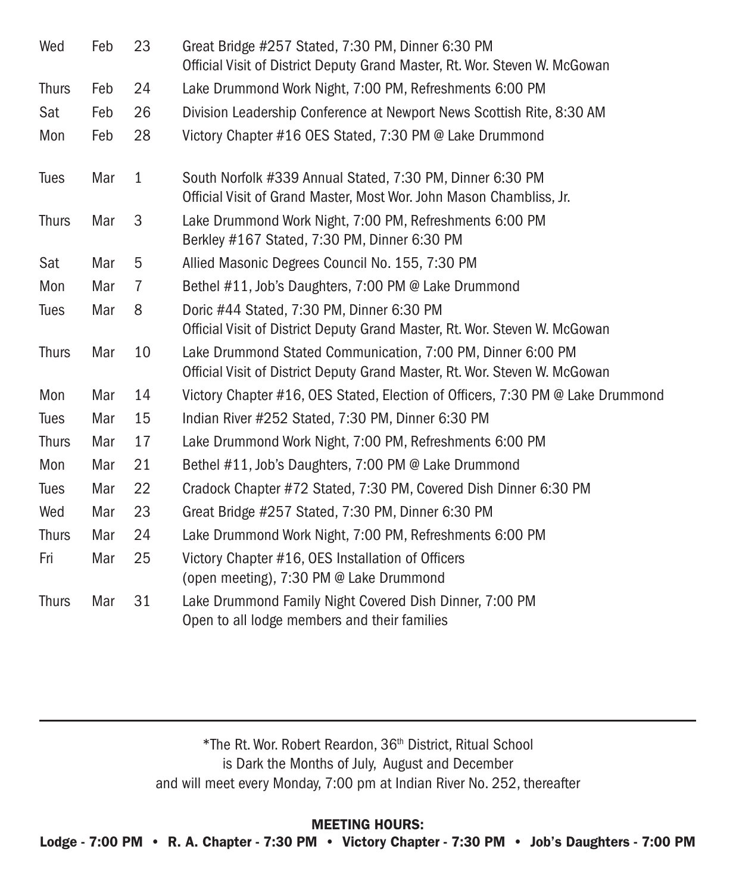| | | | |
|---|---|---|---|
| Wed | Feb | 23 | Great Bridge #257 Stated, 7:30 PM, Dinner 6:30 PM<br>Official Visit of District Deputy Grand Master, Rt. Wor. Steven W. McGowan |
| Thurs | Feb | 24 | Lake Drummond Work Night, 7:00 PM, Refreshments 6:00 PM |
| Sat | Feb | 26 | Division Leadership Conference at Newport News Scottish Rite, 8:30 AM |
| Mon | Feb | 28 | Victory Chapter #16 OES Stated, 7:30 PM @ Lake Drummond |
| Tues | Mar | 1 | South Norfolk #339 Annual Stated, 7:30 PM, Dinner 6:30 PM<br>Official Visit of Grand Master, Most Wor. John Mason Chambliss, Jr. |
| Thurs | Mar | 3 | Lake Drummond Work Night, 7:00 PM, Refreshments 6:00 PM<br>Berkley #167 Stated, 7:30 PM, Dinner 6:30 PM |
| Sat | Mar | 5 | Allied Masonic Degrees Council No. 155, 7:30 PM |
| Mon | Mar | 7 | Bethel #11, Job's Daughters, 7:00 PM @ Lake Drummond |
| Tues | Mar | 8 | Doric #44 Stated, 7:30 PM, Dinner 6:30 PM<br>Official Visit of District Deputy Grand Master, Rt. Wor. Steven W. McGowan |
| Thurs | Mar | 10 | Lake Drummond Stated Communication, 7:00 PM, Dinner 6:00 PM<br>Official Visit of District Deputy Grand Master, Rt. Wor. Steven W. McGowan |
| Mon | Mar | 14 | Victory Chapter #16, OES Stated, Election of Officers, 7:30 PM @ Lake Drummond |
| Tues | Mar | 15 | Indian River #252 Stated, 7:30 PM, Dinner 6:30 PM |
| Thurs | Mar | 17 | Lake Drummond Work Night, 7:00 PM, Refreshments 6:00 PM |
| Mon | Mar | 21 | Bethel #11, Job's Daughters, 7:00 PM @ Lake Drummond |
| Tues | Mar | 22 | Cradock Chapter #72 Stated, 7:30 PM, Covered Dish Dinner 6:30 PM |
| Wed | Mar | 23 | Great Bridge #257 Stated, 7:30 PM, Dinner 6:30 PM |
| Thurs | Mar | 24 | Lake Drummond Work Night, 7:00 PM, Refreshments 6:00 PM |
| Fri | Mar | 25 | Victory Chapter #16, OES Installation of Officers<br>(open meeting), 7:30 PM @ Lake Drummond |
| Thurs | Mar | 31 | Lake Drummond Family Night Covered Dish Dinner, 7:00 PM<br>Open to all lodge members and their families |

---

*The Rt. Wor. Robert Reardon, 36th District, Ritual School
is Dark the Months of July, August and December
and will meet every Monday, 7:00 pm at Indian River No. 252, thereafter

**MEETING HOURS:**

**Lodge - 7:00 PM • R. A. Chapter - 7:30 PM • Victory Chapter - 7:30 PM • Job's Daughters - 7:00 PM**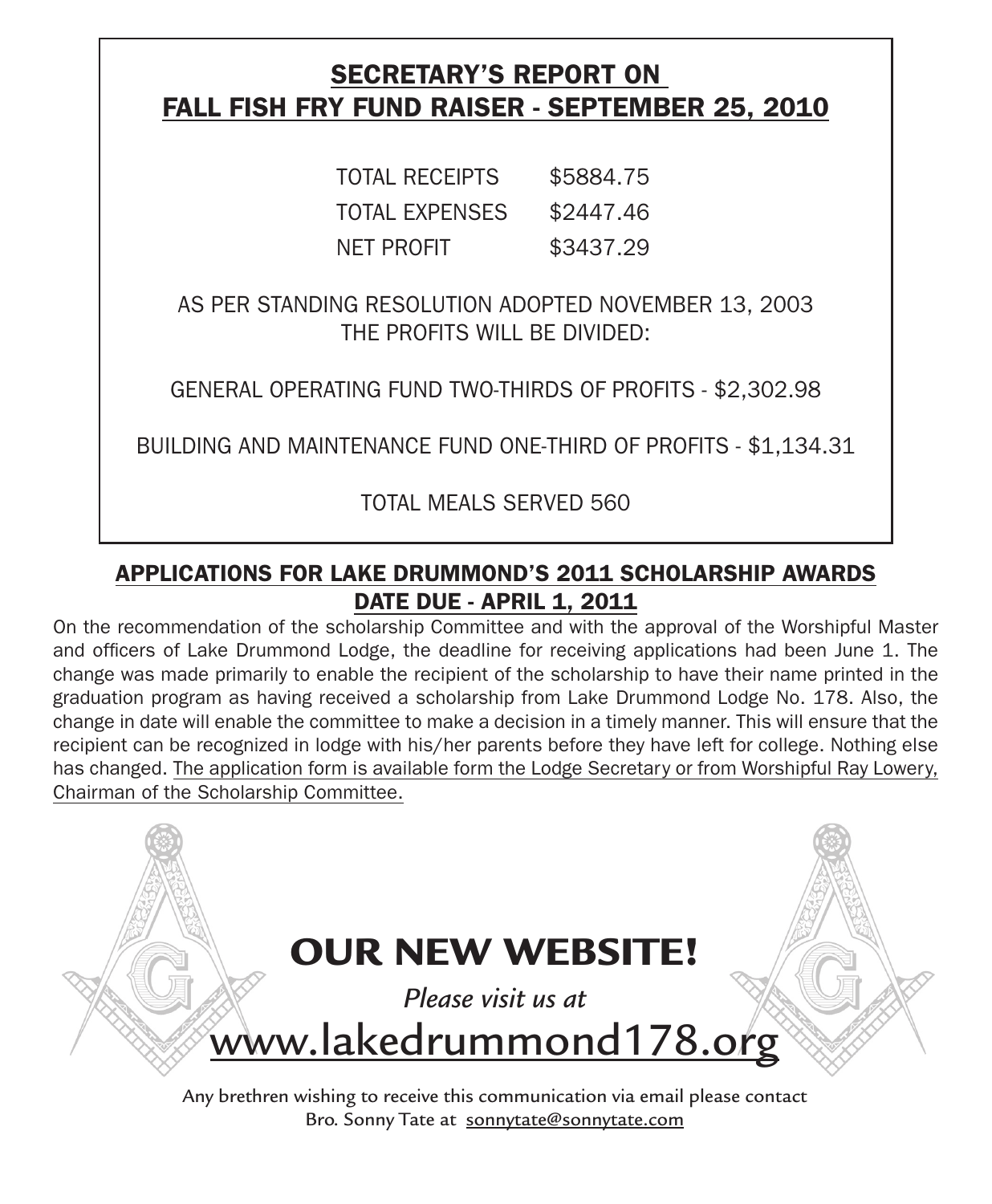## SECRETARY'S REPORT ON FALL FISH FRY FUND RAISER - SEPTEMBER 25, 2010

| | |
|---|---|
| TOTAL RECEIPTS | $5884.75 |
| TOTAL EXPENSES | $2447.46 |
| NET PROFIT | $3437.29 |

AS PER STANDING RESOLUTION ADOPTED NOVEMBER 13, 2003
THE PROFITS WILL BE DIVIDED:

GENERAL OPERATING FUND TWO-THIRDS OF PROFITS - $2,302.98

BUILDING AND MAINTENANCE FUND ONE-THIRD OF PROFITS - $1,134.31

TOTAL MEALS SERVED 560

## APPLICATIONS FOR LAKE DRUMMOND'S 2011 SCHOLARSHIP AWARDS DATE DUE - APRIL 1, 2011

On the recommendation of the scholarship Committee and with the approval of the Worshipful Master and officers of Lake Drummond Lodge, the deadline for receiving applications had been June 1. The change was made primarily to enable the recipient of the scholarship to have their name printed in the graduation program as having received a scholarship from Lake Drummond Lodge No. 178. Also, the change in date will enable the committee to make a decision in a timely manner. This will ensure that the recipient can be recognized in lodge with his/her parents before they have left for college. Nothing else has changed. The application form is available form the Lodge Secretary or from Worshipful Ray Lowery, Chairman of the Scholarship Committee.

# OUR NEW WEBSITE!

*Please visit us at*

www.lakedrummond178.org

Any brethren wishing to receive this communication via email please contact Bro. Sonny Tate at sonnytate@sonnytate.com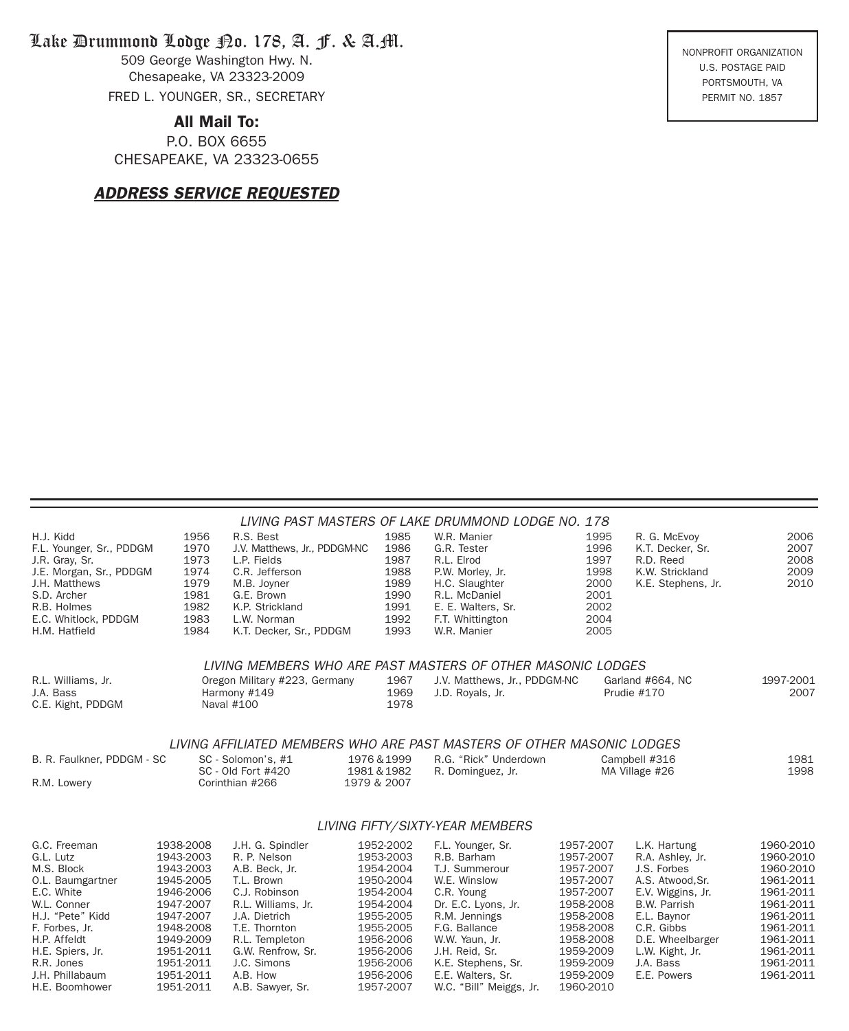# Lake Drummond Lodge No. 178, A. F. & A.M.

509 George Washington Hwy. N.
Chesapeake, VA 23323-2009

FRED L. YOUNGER, SR., SECRETARY

**All Mail To:**

P.O. BOX 6655
CHESAPEAKE, VA 23323-0655

***ADDRESS SERVICE REQUESTED***

NONPROFIT ORGANIZATION
U.S. POSTAGE PAID
PORTSMOUTH, VA
PERMIT NO. 1857

---

*LIVING PAST MASTERS OF LAKE DRUMMOND LODGE NO. 178*

| | | | | | | | |
|---|---|---|---|---|---|---|---|
| H.J. Kidd | 1956 | R.S. Best | 1985 | W.R. Manier | 1995 | R. G. McEvoy | 2006 |
| F.L. Younger, Sr., PDDGM | 1970 | J.V. Matthews, Jr., PDDGM-NC | 1986 | G.R. Tester | 1996 | K.T. Decker, Sr. | 2007 |
| J.R. Gray, Sr. | 1973 | L.P. Fields | 1987 | R.L. Elrod | 1997 | R.D. Reed | 2008 |
| J.E. Morgan, Sr., PDDGM | 1974 | C.R. Jefferson | 1988 | P.W. Morley, Jr. | 1998 | K.W. Strickland | 2009 |
| J.H. Matthews | 1979 | M.B. Joyner | 1989 | H.C. Slaughter | 2000 | K.E. Stephens, Jr. | 2010 |
| S.D. Archer | 1981 | G.E. Brown | 1990 | R.L. McDaniel | 2001 | | |
| R.B. Holmes | 1982 | K.P. Strickland | 1991 | E. E. Walters, Sr. | 2002 | | |
| E.C. Whitlock, PDDGM | 1983 | L.W. Norman | 1992 | F.T. Whittington | 2004 | | |
| H.M. Hatfield | 1984 | K.T. Decker, Sr., PDDGM | 1993 | W.R. Manier | 2005 | | |

*LIVING MEMBERS WHO ARE PAST MASTERS OF OTHER MASONIC LODGES*

| | | | | | |
|---|---|---|---|---|---|
| R.L. Williams, Jr. | Oregon Military #223, Germany | 1967 | J.V. Matthews, Jr., PDDGM-NC | Garland #664, NC | 1997-2001 |
| J.A. Bass | Harmony #149 | 1969 | J.D. Royals, Jr. | Prudie #170 | 2007 |
| C.E. Kight, PDDGM | Naval #100 | 1978 | | | |

*LIVING AFFILIATED MEMBERS WHO ARE PAST MASTERS OF OTHER MASONIC LODGES*

| | | | | | |
|---|---|---|---|---|---|
| B. R. Faulkner, PDDGM - SC | SC - Solomon's, #1 | 1976 & 1999 | R.G. "Rick" Underdown | Campbell #316 | 1981 |
| | SC - Old Fort #420 | 1981 & 1982 | R. Dominguez, Jr. | MA Village #26 | 1998 |
| R.M. Lowery | Corinthian #266 | 1979 & 2007 | | | |

*LIVING FIFTY/SIXTY-YEAR MEMBERS*

| | | | | | | | |
|---|---|---|---|---|---|---|---|
| G.C. Freeman | 1938-2008 | J.H. G. Spindler | 1952-2002 | F.L. Younger, Sr. | 1957-2007 | L.K. Hartung | 1960-2010 |
| G.L. Lutz | 1943-2003 | R. P. Nelson | 1953-2003 | R.B. Barham | 1957-2007 | R.A. Ashley, Jr. | 1960-2010 |
| M.S. Block | 1943-2003 | A.B. Beck, Jr. | 1954-2004 | T.J. Summerour | 1957-2007 | J.S. Forbes | 1960-2010 |
| O.L. Baumgartner | 1945-2005 | T.L. Brown | 1950-2004 | W.E. Winslow | 1957-2007 | A.S. Atwood,Sr. | 1961-2011 |
| E.C. White | 1946-2006 | C.J. Robinson | 1954-2004 | C.R. Young | 1957-2007 | E.V. Wiggins, Jr. | 1961-2011 |
| W.L. Conner | 1947-2007 | R.L. Williams, Jr. | 1954-2004 | Dr. E.C. Lyons, Jr. | 1958-2008 | B.W. Parrish | 1961-2011 |
| H.J. "Pete" Kidd | 1947-2007 | J.A. Dietrich | 1955-2005 | R.M. Jennings | 1958-2008 | E.L. Baynor | 1961-2011 |
| F. Forbes, Jr. | 1948-2008 | T.E. Thornton | 1955-2005 | F.G. Ballance | 1958-2008 | C.R. Gibbs | 1961-2011 |
| H.P. Affeldt | 1949-2009 | R.L. Templeton | 1956-2006 | W.W. Yaun, Jr. | 1958-2008 | D.E. Wheelbarger | 1961-2011 |
| H.E. Spiers, Jr. | 1951-2011 | G.W. Renfrow, Sr. | 1956-2006 | J.H. Reid, Sr. | 1959-2009 | L.W. Kight, Jr. | 1961-2011 |
| R.R. Jones | 1951-2011 | J.C. Simons | 1956-2006 | K.E. Stephens, Sr | 1959-2009 | J.A. Bass | 1961-2011 |
| J.H. Phillabaum | 1951-2011 | A.B. How | 1956-2006 | E.E. Walters, Sr. | 1959-2009 | E.E. Powers | 1961-2011 |
| H.E. Boomhower | 1951-2011 | A.B. Sawyer, Sr. | 1957-2007 | W.C. "Bill" Meiggs, Jr. | 1960-2010 | | |